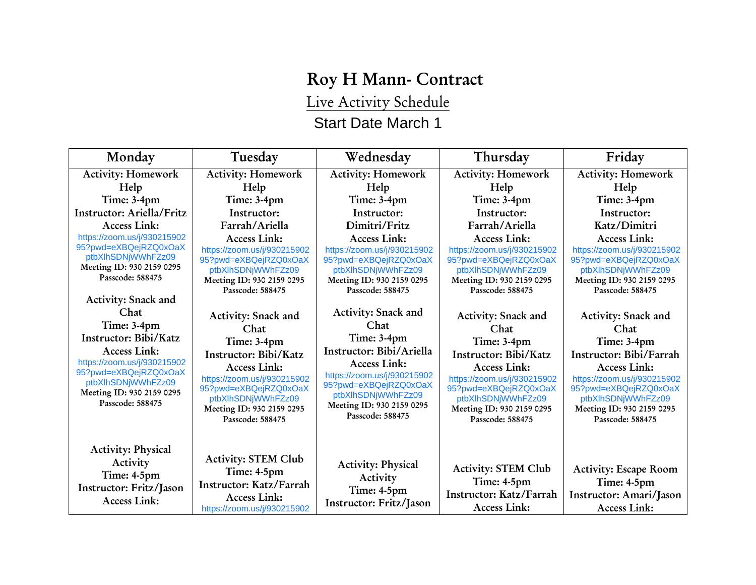# Roy H Mann- Contract

## Live Activity Schedule

Start Date March 1

| Monday | Tuesday | Wednesday | Thursday | Friday |
|---|---|---|---|---|
| **Activity: Homework Help**<br>**Time: 3-4pm**<br>**Instructor: Ariella/Fritz**<br>**Access Link:**<br>https://zoom.us/j/93021590295?pwd=eXBQejRZQ0xOaXptbXlhSDNjWWhFZz09<br>**Meeting ID: 930 2159 0295**<br>**Passcode: 588475** | **Activity: Homework Help**<br>**Time: 3-4pm**<br>**Instructor: Farrah/Ariella**<br>**Access Link:**<br>https://zoom.us/j/93021590295?pwd=eXBQejRZQ0xOaXptbXlhSDNjWWhFZz09<br>**Meeting ID: 930 2159 0295**<br>**Passcode: 588475** | **Activity: Homework Help**<br>**Time: 3-4pm**<br>**Instructor: Dimitri/Fritz**<br>**Access Link:**<br>https://zoom.us/j/93021590295?pwd=eXBQejRZQ0xOaXptbXlhSDNjWWhFZz09<br>**Meeting ID: 930 2159 0295**<br>**Passcode: 588475** | **Activity: Homework Help**<br>**Time: 3-4pm**<br>**Instructor: Farrah/Ariella**<br>**Access Link:**<br>https://zoom.us/j/93021590295?pwd=eXBQejRZQ0xOaXptbXlhSDNjWWhFZz09<br>**Meeting ID: 930 2159 0295**<br>**Passcode: 588475** | **Activity: Homework Help**<br>**Time: 3-4pm**<br>**Instructor: Katz/Dimitri**<br>**Access Link:**<br>https://zoom.us/j/93021590295?pwd=eXBQejRZQ0xOaXptbXlhSDNjWWhFZz09<br>**Meeting ID: 930 2159 0295**<br>**Passcode: 588475** |
| **Activity: Snack and Chat**<br>**Time: 3-4pm**<br>**Instructor: Bibi/Katz**<br>**Access Link:**<br>https://zoom.us/j/93021590295?pwd=eXBQejRZQ0xOaXptbXlhSDNjWWhFZz09<br>**Meeting ID: 930 2159 0295**<br>**Passcode: 588475** | **Activity: Snack and Chat**<br>**Time: 3-4pm**<br>**Instructor: Bibi/Katz**<br>**Access Link:**<br>https://zoom.us/j/93021590295?pwd=eXBQejRZQ0xOaXptbXlhSDNjWWhFZz09<br>**Meeting ID: 930 2159 0295**<br>**Passcode: 588475** | **Activity: Snack and Chat**<br>**Time: 3-4pm**<br>**Instructor: Bibi/Ariella**<br>**Access Link:**<br>https://zoom.us/j/93021590295?pwd=eXBQejRZQ0xOaXptbXlhSDNjWWhFZz09<br>**Meeting ID: 930 2159 0295**<br>**Passcode: 588475** | **Activity: Snack and Chat**<br>**Time: 3-4pm**<br>**Instructor: Bibi/Katz**<br>**Access Link:**<br>https://zoom.us/j/93021590295?pwd=eXBQejRZQ0xOaXptbXlhSDNjWWhFZz09<br>**Meeting ID: 930 2159 0295**<br>**Passcode: 588475** | **Activity: Snack and Chat**<br>**Time: 3-4pm**<br>**Instructor: Bibi/Farrah**<br>**Access Link:**<br>https://zoom.us/j/93021590295?pwd=eXBQejRZQ0xOaXptbXlhSDNjWWhFZz09<br>**Meeting ID: 930 2159 0295**<br>**Passcode: 588475** |
| **Activity: Physical Activity**<br>**Time: 4-5pm**<br>**Instructor: Fritz/Jason**<br>**Access Link:** | **Activity: STEM Club**<br>**Time: 4-5pm**<br>**Instructor: Katz/Farrah**<br>**Access Link:**<br>https://zoom.us/j/930215902 | **Activity: Physical Activity**<br>**Time: 4-5pm**<br>**Instructor: Fritz/Jason** | **Activity: STEM Club**<br>**Time: 4-5pm**<br>**Instructor: Katz/Farrah**<br>**Access Link:** | **Activity: Escape Room**<br>**Time: 4-5pm**<br>**Instructor: Amari/Jason**<br>**Access Link:** |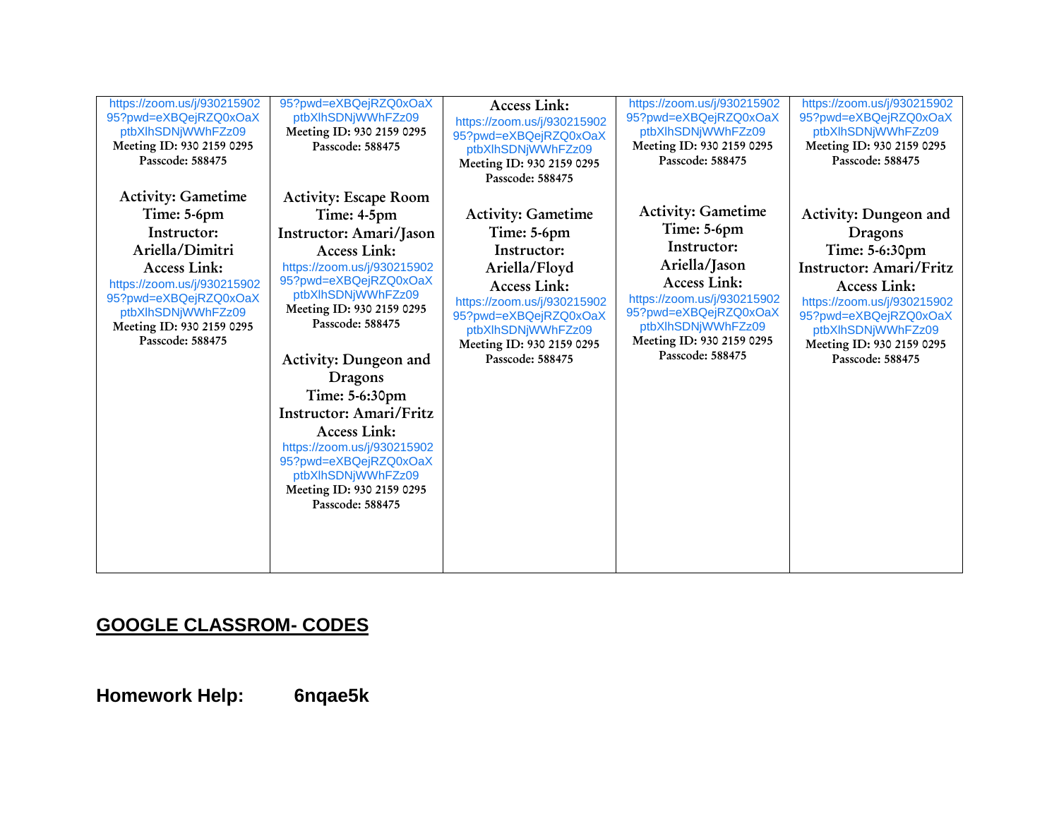| | | | | |
|---|---|---|---|---|
| https://zoom.us/j/93021590295?pwd=eXBQejRZQ0xOaXptbXlhSDNjWWhFZz09<br>Meeting ID: 930 2159 0295<br>Passcode: 588475<br><br>**Activity: Gametime**<br>**Time: 5-6pm**<br>**Instructor: Ariella/Dimitri**<br>**Access Link:**<br>https://zoom.us/j/93021590295?pwd=eXBQejRZQ0xOaXptbXlhSDNjWWhFZz09<br>Meeting ID: 930 2159 0295<br>Passcode: 588475 | 95?pwd=eXBQejRZQ0xOaXptbXlhSDNjWWhFZz09<br>Meeting ID: 930 2159 0295<br>Passcode: 588475<br><br>**Activity: Escape Room**<br>**Time: 4-5pm**<br>**Instructor: Amari/Jason**<br>**Access Link:**<br>https://zoom.us/j/93021590295?pwd=eXBQejRZQ0xOaXptbXlhSDNjWWhFZz09<br>Meeting ID: 930 2159 0295<br>Passcode: 588475<br><br>**Activity: Dungeon and Dragons**<br>**Time: 5-6:30pm**<br>**Instructor: Amari/Fritz**<br>**Access Link:**<br>https://zoom.us/j/93021590295?pwd=eXBQejRZQ0xOaXptbXlhSDNjWWhFZz09<br>Meeting ID: 930 2159 0295<br>Passcode: 588475 | **Access Link:**<br>https://zoom.us/j/93021590295?pwd=eXBQejRZQ0xOaXptbXlhSDNjWWhFZz09<br>Meeting ID: 930 2159 0295<br>Passcode: 588475<br><br>**Activity: Gametime**<br>**Time: 5-6pm**<br>**Instructor: Ariella/Floyd**<br>**Access Link:**<br>https://zoom.us/j/93021590295?pwd=eXBQejRZQ0xOaXptbXlhSDNjWWhFZz09<br>Meeting ID: 930 2159 0295<br>Passcode: 588475 | https://zoom.us/j/93021590295?pwd=eXBQejRZQ0xOaXptbXlhSDNjWWhFZz09<br>Meeting ID: 930 2159 0295<br>Passcode: 588475<br><br>**Activity: Gametime**<br>**Time: 5-6pm**<br>**Instructor: Ariella/Jason**<br>**Access Link:**<br>https://zoom.us/j/93021590295?pwd=eXBQejRZQ0xOaXptbXlhSDNjWWhFZz09<br>Meeting ID: 930 2159 0295<br>Passcode: 588475 | https://zoom.us/j/93021590295?pwd=eXBQejRZQ0xOaXptbXlhSDNjWWhFZz09<br>Meeting ID: 930 2159 0295<br>Passcode: 588475<br><br>**Activity: Dungeon and Dragons**<br>**Time: 5-6:30pm**<br>**Instructor: Amari/Fritz**<br>**Access Link:**<br>https://zoom.us/j/93021590295?pwd=eXBQejRZQ0xOaXptbXlhSDNjWWhFZz09<br>Meeting ID: 930 2159 0295<br>Passcode: 588475 |

## GOOGLE CLASSROM- CODES

**Homework Help: 6nqae5k**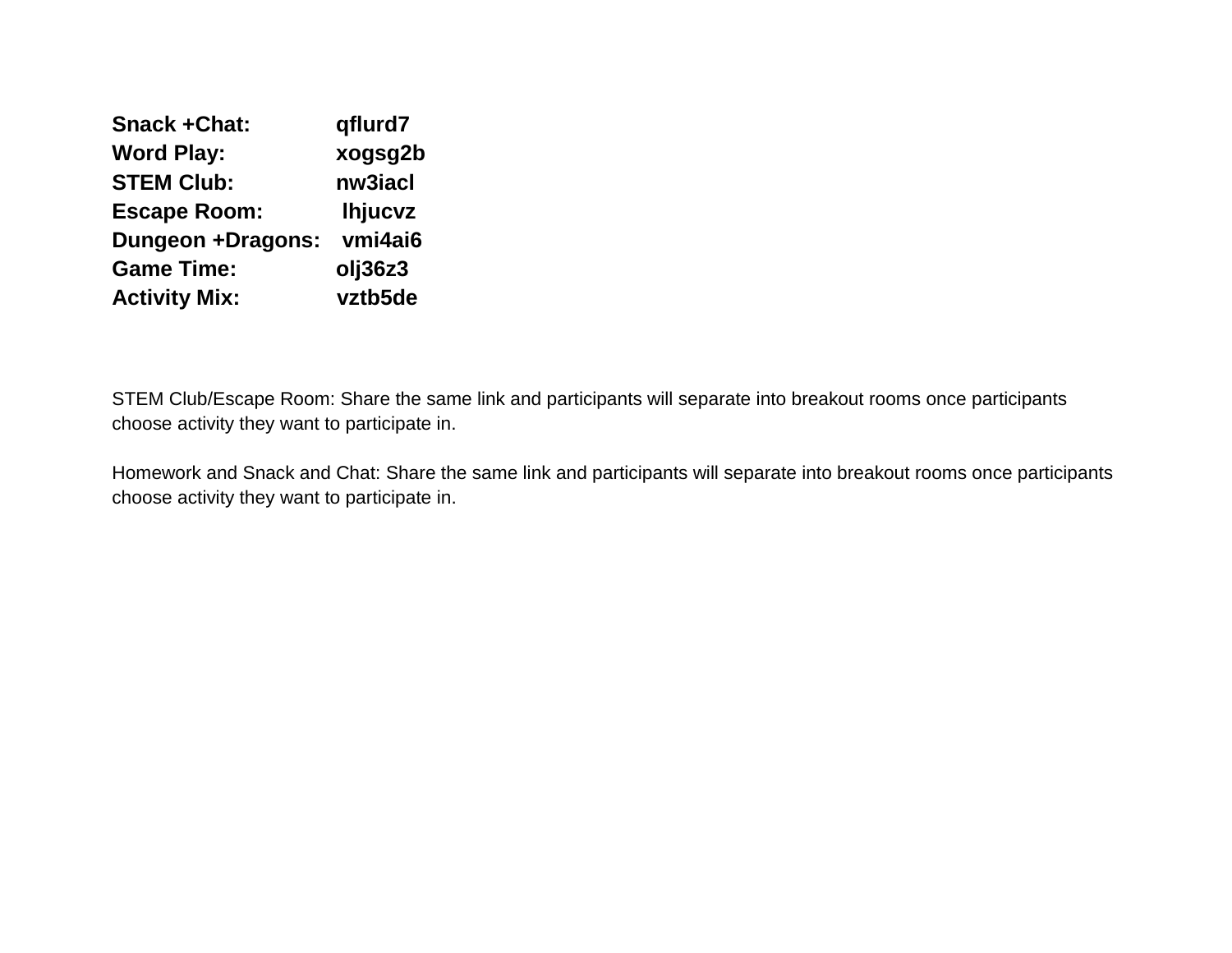**Snack +Chat:** **qflurd7**
**Word Play:** **xogsg2b**
**STEM Club:** **nw3iacl**
**Escape Room:** **lhjucvz**
**Dungeon +Dragons:** **vmi4ai6**
**Game Time:** **olj36z3**
**Activity Mix:** **vztb5de**

STEM Club/Escape Room: Share the same link and participants will separate into breakout rooms once participants choose activity they want to participate in.

Homework and Snack and Chat: Share the same link and participants will separate into breakout rooms once participants choose activity they want to participate in.